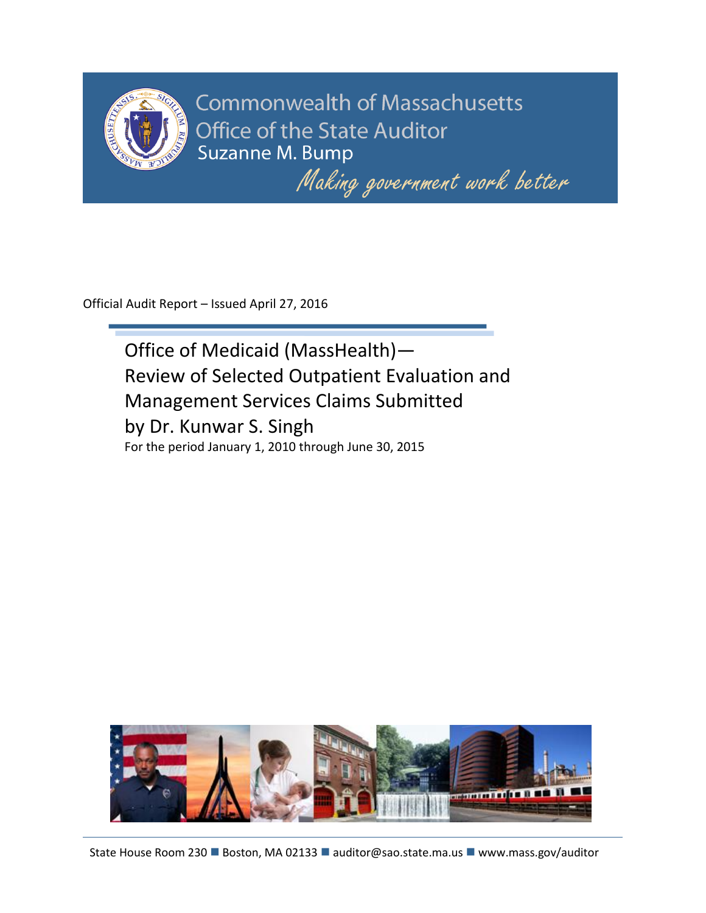Commonwealth of Massachusetts
Office of the State Auditor
Suzanne M. Bump

*Making government work better*

Official Audit Report – Issued April 27, 2016

# Office of Medicaid (MassHealth)—Review of Selected Outpatient Evaluation and Management Services Claims Submitted by Dr. Kunwar S. Singh

For the period January 1, 2010 through June 30, 2015

State House Room 230 ■ Boston, MA 02133 ■ auditor@sao.state.ma.us ■ www.mass.gov/auditor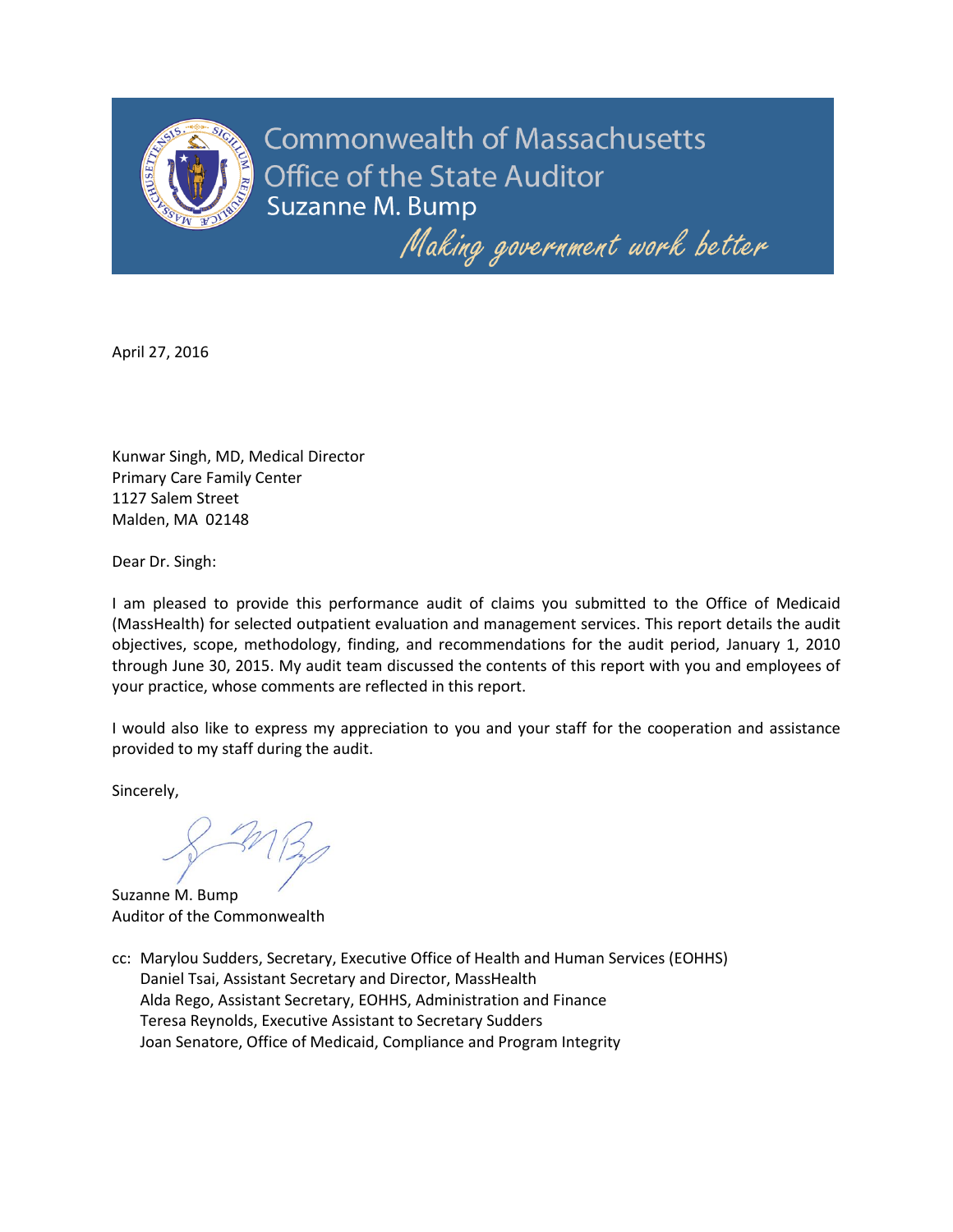Commonwealth of Massachusetts
Office of the State Auditor
Suzanne M. Bump

*Making government work better*

April 27, 2016

Kunwar Singh, MD, Medical Director
Primary Care Family Center
1127 Salem Street
Malden, MA 02148

Dear Dr. Singh:

I am pleased to provide this performance audit of claims you submitted to the Office of Medicaid (MassHealth) for selected outpatient evaluation and management services. This report details the audit objectives, scope, methodology, finding, and recommendations for the audit period, January 1, 2010 through June 30, 2015. My audit team discussed the contents of this report with you and employees of your practice, whose comments are reflected in this report.

I would also like to express my appreciation to you and your staff for the cooperation and assistance provided to my staff during the audit.

Sincerely,

Suzanne M. Bump
Auditor of the Commonwealth

cc: Marylou Sudders, Secretary, Executive Office of Health and Human Services (EOHHS)
Daniel Tsai, Assistant Secretary and Director, MassHealth
Alda Rego, Assistant Secretary, EOHHS, Administration and Finance
Teresa Reynolds, Executive Assistant to Secretary Sudders
Joan Senatore, Office of Medicaid, Compliance and Program Integrity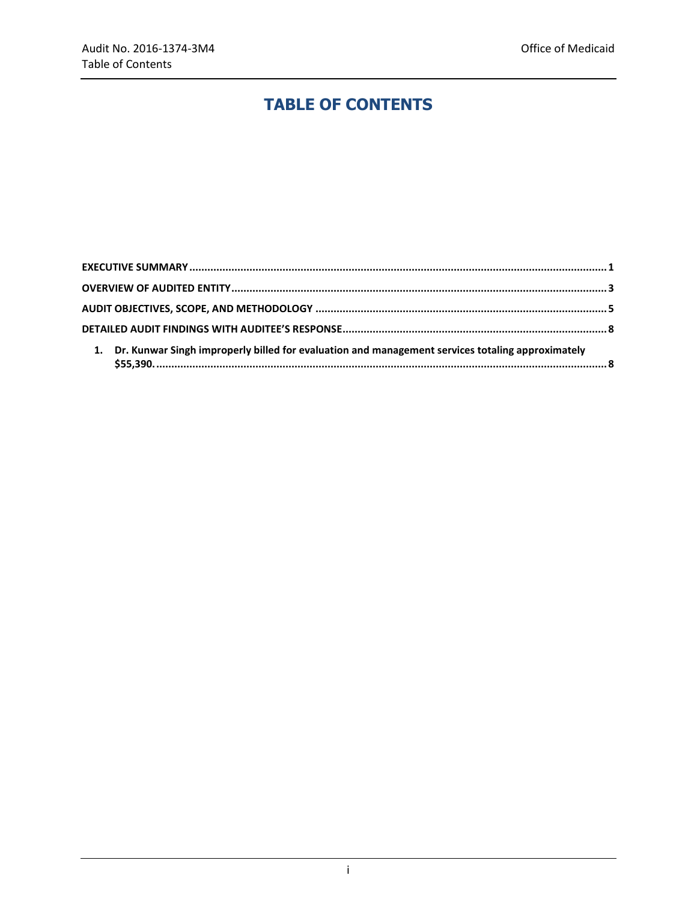# TABLE OF CONTENTS

**EXECUTIVE SUMMARY** ........................................................ 1

**OVERVIEW OF AUDITED ENTITY** ........................................................ 3

**AUDIT OBJECTIVES, SCOPE, AND METHODOLOGY** ........................................................ 5

**DETAILED AUDIT FINDINGS WITH AUDITEE'S RESPONSE** ........................................................ 8

1. **Dr. Kunwar Singh improperly billed for evaluation and management services totaling approximately $55,390.** ........................................................ 8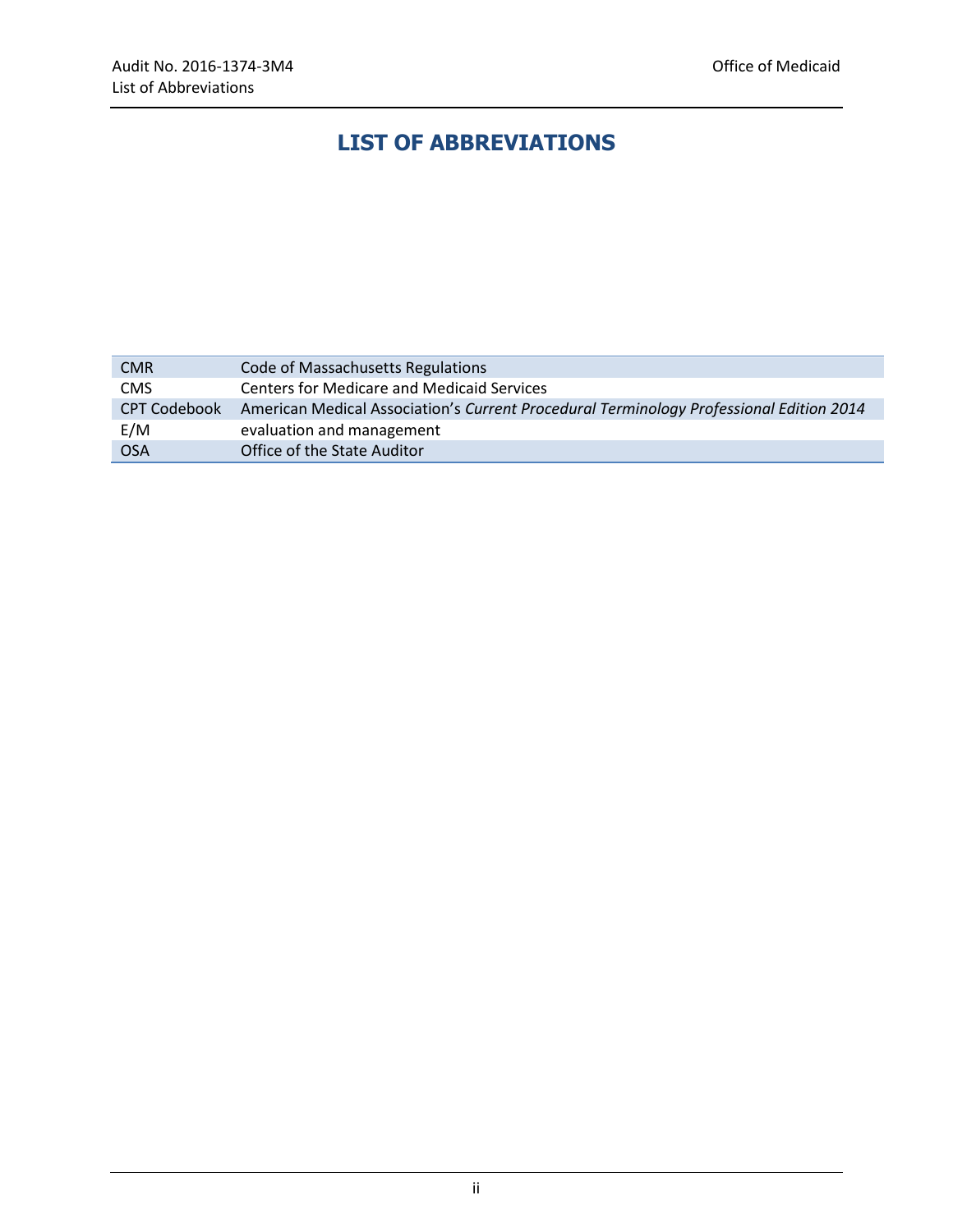# LIST OF ABBREVIATIONS

| | |
|---|---|
| CMR | Code of Massachusetts Regulations |
| CMS | Centers for Medicare and Medicaid Services |
| CPT Codebook | American Medical Association's *Current Procedural Terminology Professional Edition 2014* |
| E/M | evaluation and management |
| OSA | Office of the State Auditor |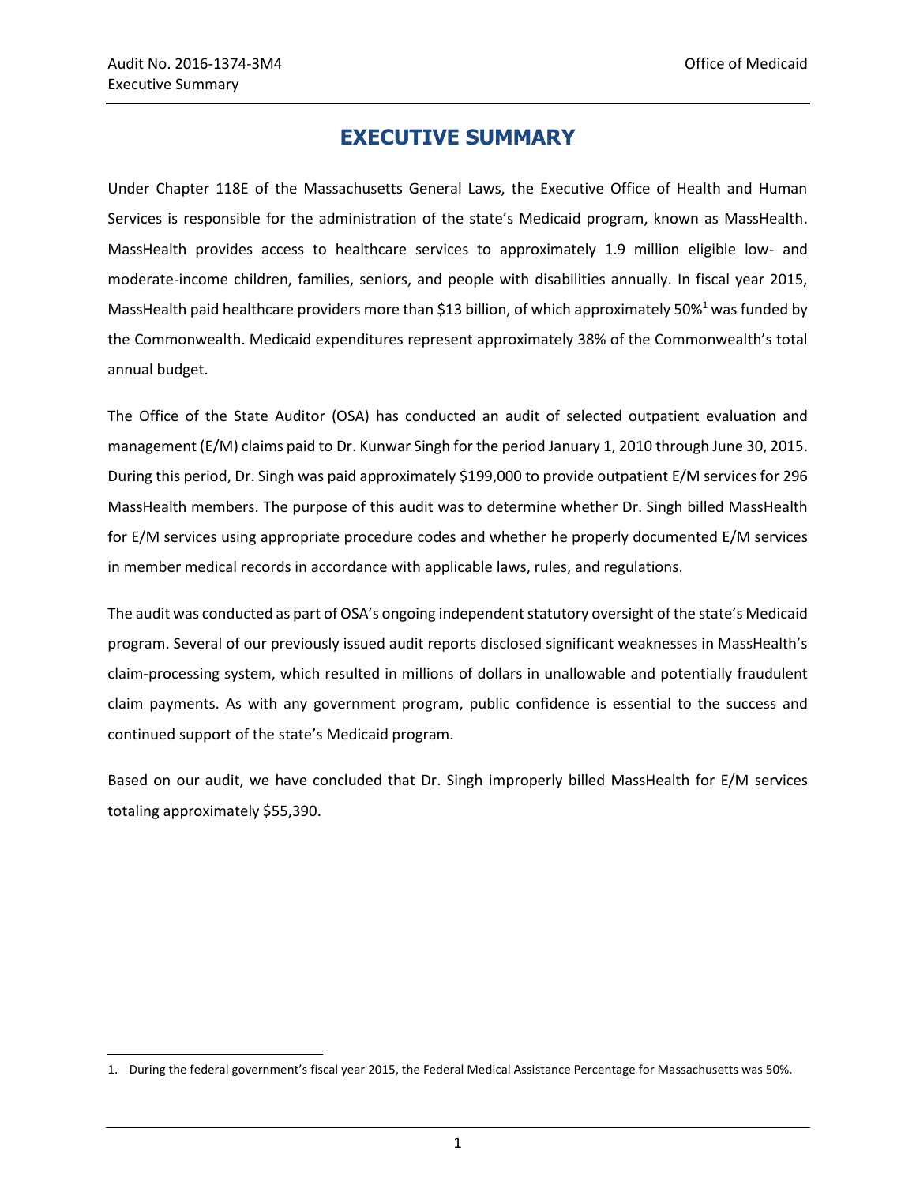# EXECUTIVE SUMMARY

Under Chapter 118E of the Massachusetts General Laws, the Executive Office of Health and Human Services is responsible for the administration of the state's Medicaid program, known as MassHealth. MassHealth provides access to healthcare services to approximately 1.9 million eligible low- and moderate-income children, families, seniors, and people with disabilities annually. In fiscal year 2015, MassHealth paid healthcare providers more than $13 billion, of which approximately 50%[1] was funded by the Commonwealth. Medicaid expenditures represent approximately 38% of the Commonwealth's total annual budget.

The Office of the State Auditor (OSA) has conducted an audit of selected outpatient evaluation and management (E/M) claims paid to Dr. Kunwar Singh for the period January 1, 2010 through June 30, 2015. During this period, Dr. Singh was paid approximately $199,000 to provide outpatient E/M services for 296 MassHealth members. The purpose of this audit was to determine whether Dr. Singh billed MassHealth for E/M services using appropriate procedure codes and whether he properly documented E/M services in member medical records in accordance with applicable laws, rules, and regulations.

The audit was conducted as part of OSA's ongoing independent statutory oversight of the state's Medicaid program. Several of our previously issued audit reports disclosed significant weaknesses in MassHealth's claim-processing system, which resulted in millions of dollars in unallowable and potentially fraudulent claim payments. As with any government program, public confidence is essential to the success and continued support of the state's Medicaid program.

Based on our audit, we have concluded that Dr. Singh improperly billed MassHealth for E/M services totaling approximately $55,390.

---

1. During the federal government's fiscal year 2015, the Federal Medical Assistance Percentage for Massachusetts was 50%.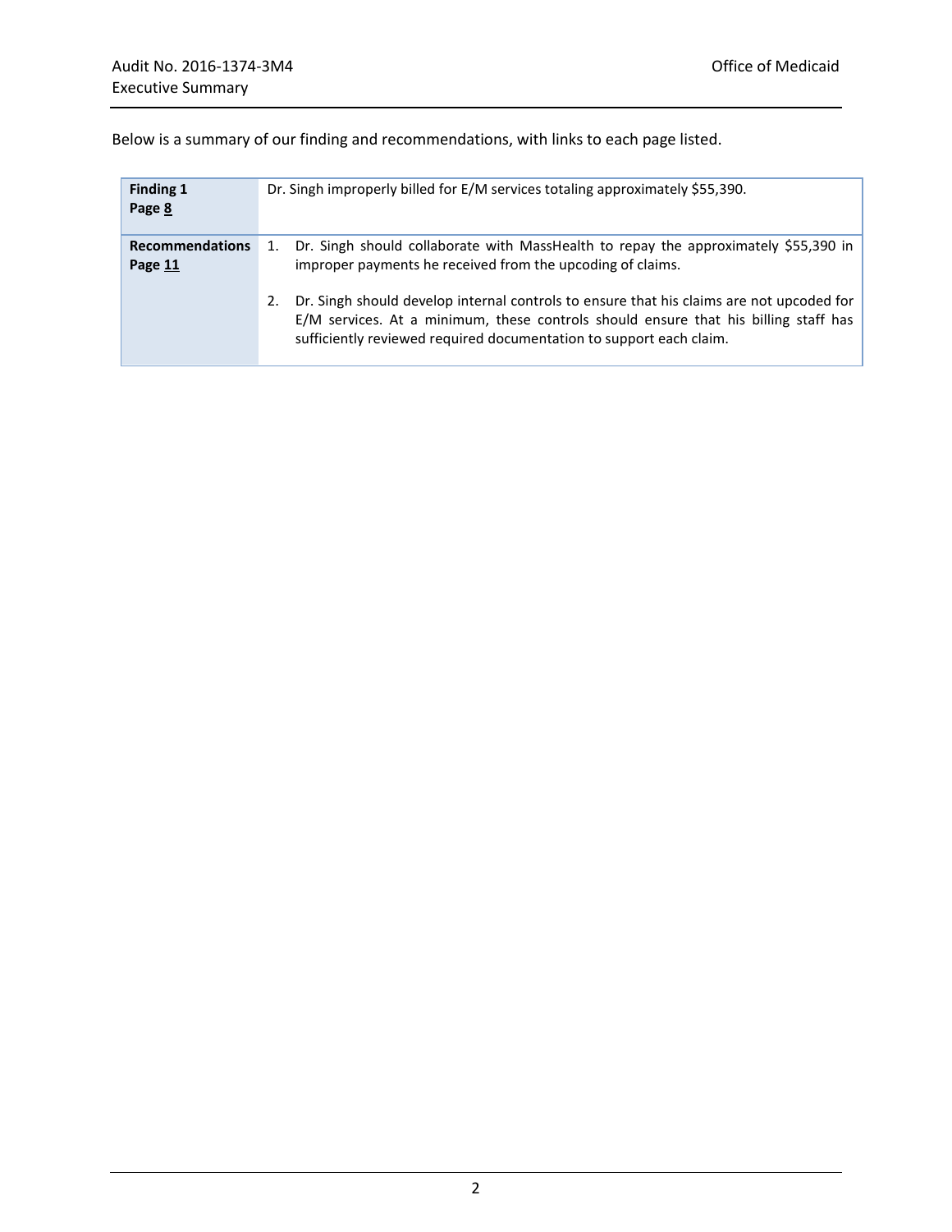Below is a summary of our finding and recommendations, with links to each page listed.

| | |
|---|---|
| **Finding 1**<br>**Page 8** | Dr. Singh improperly billed for E/M services totaling approximately $55,390. |
| **Recommendations**<br>**Page 11** | 1. Dr. Singh should collaborate with MassHealth to repay the approximately $55,390 in improper payments he received from the upcoding of claims.<br><br>2. Dr. Singh should develop internal controls to ensure that his claims are not upcoded for E/M services. At a minimum, these controls should ensure that his billing staff has sufficiently reviewed required documentation to support each claim. |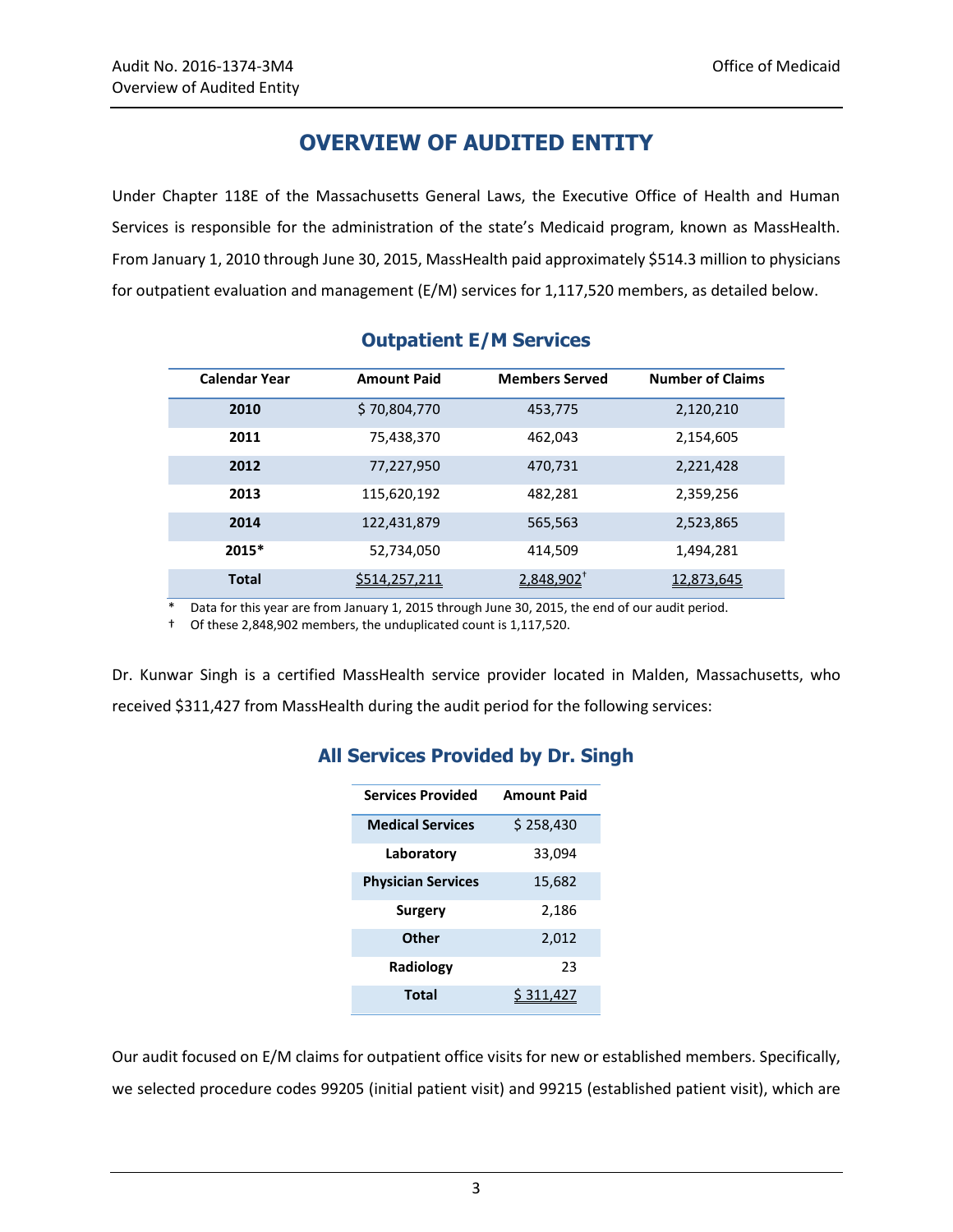# OVERVIEW OF AUDITED ENTITY

Under Chapter 118E of the Massachusetts General Laws, the Executive Office of Health and Human Services is responsible for the administration of the state's Medicaid program, known as MassHealth. From January 1, 2010 through June 30, 2015, MassHealth paid approximately $514.3 million to physicians for outpatient evaluation and management (E/M) services for 1,117,520 members, as detailed below.

## Outpatient E/M Services

| Calendar Year | Amount Paid | Members Served | Number of Claims |
|---|---|---|---|
| **2010** | $ 70,804,770 | 453,775 | 2,120,210 |
| **2011** | 75,438,370 | 462,043 | 2,154,605 |
| **2012** | 77,227,950 | 470,731 | 2,221,428 |
| **2013** | 115,620,192 | 482,281 | 2,359,256 |
| **2014** | 122,431,879 | 565,563 | 2,523,865 |
| **2015*** | 52,734,050 | 414,509 | 1,494,281 |
| **Total** | $514,257,211 | 2,848,902† | 12,873,645 |

\* Data for this year are from January 1, 2015 through June 30, 2015, the end of our audit period.

† Of these 2,848,902 members, the unduplicated count is 1,117,520.

Dr. Kunwar Singh is a certified MassHealth service provider located in Malden, Massachusetts, who received $311,427 from MassHealth during the audit period for the following services:

## All Services Provided by Dr. Singh

| Services Provided | Amount Paid |
|---|---|
| **Medical Services** | $ 258,430 |
| **Laboratory** | 33,094 |
| **Physician Services** | 15,682 |
| **Surgery** | 2,186 |
| **Other** | 2,012 |
| **Radiology** | 23 |
| **Total** | $ 311,427 |

Our audit focused on E/M claims for outpatient office visits for new or established members. Specifically, we selected procedure codes 99205 (initial patient visit) and 99215 (established patient visit), which are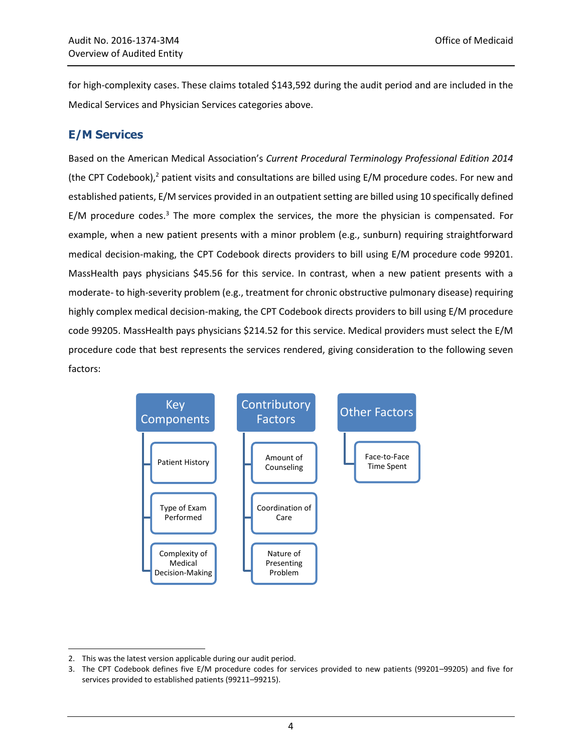for high-complexity cases. These claims totaled $143,592 during the audit period and are included in the Medical Services and Physician Services categories above.

## E/M Services

Based on the American Medical Association's *Current Procedural Terminology Professional Edition 2014* (the CPT Codebook),[2] patient visits and consultations are billed using E/M procedure codes. For new and established patients, E/M services provided in an outpatient setting are billed using 10 specifically defined E/M procedure codes.[3] The more complex the services, the more the physician is compensated. For example, when a new patient presents with a minor problem (e.g., sunburn) requiring straightforward medical decision-making, the CPT Codebook directs providers to bill using E/M procedure code 99201. MassHealth pays physicians $45.56 for this service. In contrast, when a new patient presents with a moderate- to high-severity problem (e.g., treatment for chronic obstructive pulmonary disease) requiring highly complex medical decision-making, the CPT Codebook directs providers to bill using E/M procedure code 99205. MassHealth pays physicians $214.52 for this service. Medical providers must select the E/M procedure code that best represents the services rendered, giving consideration to the following seven factors:

**Key Components**
- Patient History
- Type of Exam Performed
- Complexity of Medical Decision-Making

**Contributory Factors**
- Amount of Counseling
- Coordination of Care
- Nature of Presenting Problem

**Other Factors**
- Face-to-Face Time Spent

---

2. This was the latest version applicable during our audit period.
3. The CPT Codebook defines five E/M procedure codes for services provided to new patients (99201–99205) and five for services provided to established patients (99211–99215).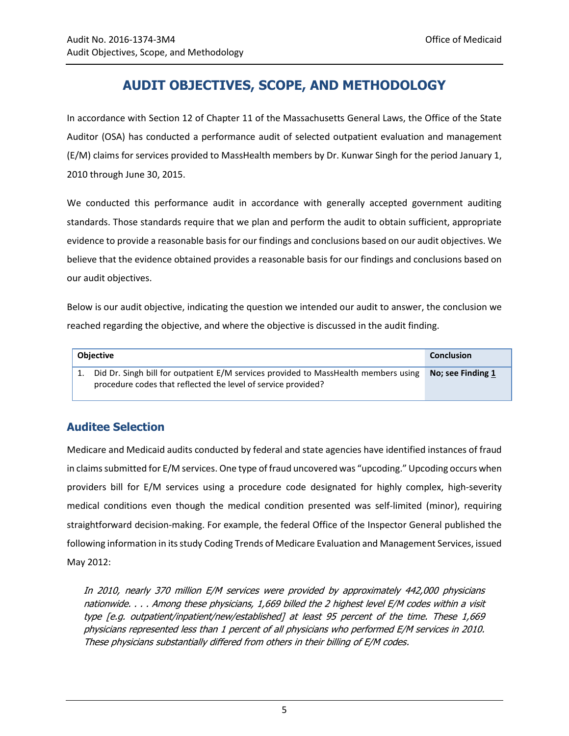# AUDIT OBJECTIVES, SCOPE, AND METHODOLOGY

In accordance with Section 12 of Chapter 11 of the Massachusetts General Laws, the Office of the State Auditor (OSA) has conducted a performance audit of selected outpatient evaluation and management (E/M) claims for services provided to MassHealth members by Dr. Kunwar Singh for the period January 1, 2010 through June 30, 2015.

We conducted this performance audit in accordance with generally accepted government auditing standards. Those standards require that we plan and perform the audit to obtain sufficient, appropriate evidence to provide a reasonable basis for our findings and conclusions based on our audit objectives. We believe that the evidence obtained provides a reasonable basis for our findings and conclusions based on our audit objectives.

Below is our audit objective, indicating the question we intended our audit to answer, the conclusion we reached regarding the objective, and where the objective is discussed in the audit finding.

| Objective | Conclusion |
|---|---|
| 1. Did Dr. Singh bill for outpatient E/M services provided to MassHealth members using procedure codes that reflected the level of service provided? | **No; see Finding 1** |

## Auditee Selection

Medicare and Medicaid audits conducted by federal and state agencies have identified instances of fraud in claims submitted for E/M services. One type of fraud uncovered was "upcoding." Upcoding occurs when providers bill for E/M services using a procedure code designated for highly complex, high-severity medical conditions even though the medical condition presented was self-limited (minor), requiring straightforward decision-making. For example, the federal Office of the Inspector General published the following information in its study Coding Trends of Medicare Evaluation and Management Services, issued May 2012:

> *In 2010, nearly 370 million E/M services were provided by approximately 442,000 physicians nationwide. . . . Among these physicians, 1,669 billed the 2 highest level E/M codes within a visit type [e.g. outpatient/inpatient/new/established] at least 95 percent of the time. These 1,669 physicians represented less than 1 percent of all physicians who performed E/M services in 2010. These physicians substantially differed from others in their billing of E/M codes.*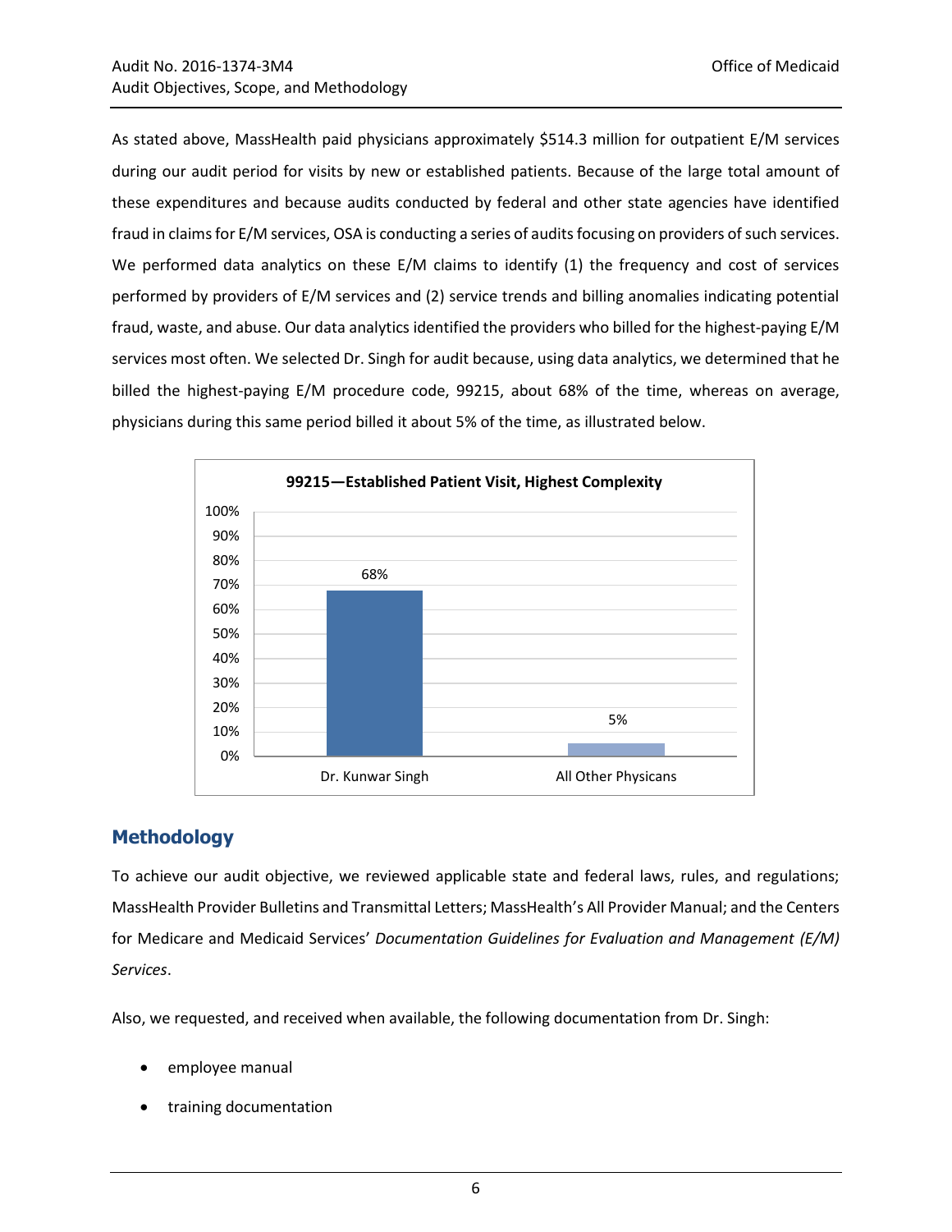As stated above, MassHealth paid physicians approximately $514.3 million for outpatient E/M services during our audit period for visits by new or established patients. Because of the large total amount of these expenditures and because audits conducted by federal and other state agencies have identified fraud in claims for E/M services, OSA is conducting a series of audits focusing on providers of such services. We performed data analytics on these E/M claims to identify (1) the frequency and cost of services performed by providers of E/M services and (2) service trends and billing anomalies indicating potential fraud, waste, and abuse. Our data analytics identified the providers who billed for the highest-paying E/M services most often. We selected Dr. Singh for audit because, using data analytics, we determined that he billed the highest-paying E/M procedure code, 99215, about 68% of the time, whereas on average, physicians during this same period billed it about 5% of the time, as illustrated below.

**99215—Established Patient Visit, Highest Complexity**

| | Dr. Kunwar Singh | All Other Physicans |
|---|---|---|
| 99215 | 68% | 5% |

## Methodology

To achieve our audit objective, we reviewed applicable state and federal laws, rules, and regulations; MassHealth Provider Bulletins and Transmittal Letters; MassHealth's All Provider Manual; and the Centers for Medicare and Medicaid Services' *Documentation Guidelines for Evaluation and Management (E/M) Services*.

Also, we requested, and received when available, the following documentation from Dr. Singh:

- employee manual
- training documentation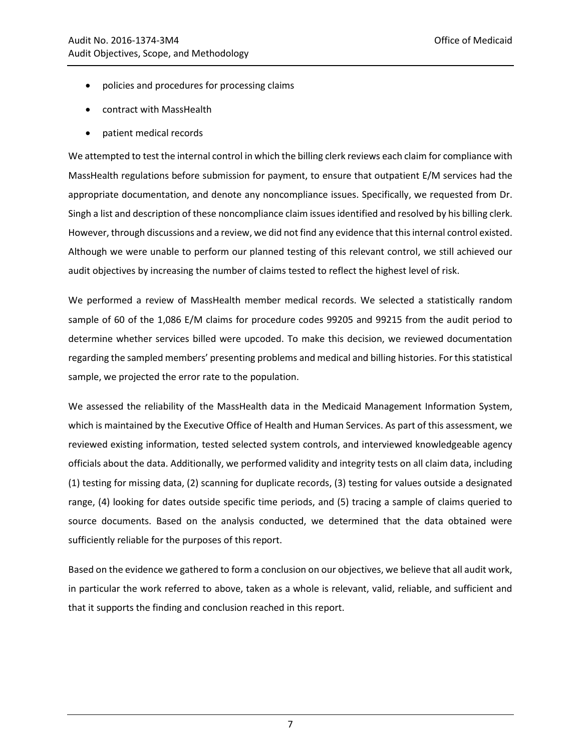- policies and procedures for processing claims
- contract with MassHealth
- patient medical records

We attempted to test the internal control in which the billing clerk reviews each claim for compliance with MassHealth regulations before submission for payment, to ensure that outpatient E/M services had the appropriate documentation, and denote any noncompliance issues. Specifically, we requested from Dr. Singh a list and description of these noncompliance claim issues identified and resolved by his billing clerk. However, through discussions and a review, we did not find any evidence that this internal control existed. Although we were unable to perform our planned testing of this relevant control, we still achieved our audit objectives by increasing the number of claims tested to reflect the highest level of risk.

We performed a review of MassHealth member medical records. We selected a statistically random sample of 60 of the 1,086 E/M claims for procedure codes 99205 and 99215 from the audit period to determine whether services billed were upcoded. To make this decision, we reviewed documentation regarding the sampled members' presenting problems and medical and billing histories. For this statistical sample, we projected the error rate to the population.

We assessed the reliability of the MassHealth data in the Medicaid Management Information System, which is maintained by the Executive Office of Health and Human Services. As part of this assessment, we reviewed existing information, tested selected system controls, and interviewed knowledgeable agency officials about the data. Additionally, we performed validity and integrity tests on all claim data, including (1) testing for missing data, (2) scanning for duplicate records, (3) testing for values outside a designated range, (4) looking for dates outside specific time periods, and (5) tracing a sample of claims queried to source documents. Based on the analysis conducted, we determined that the data obtained were sufficiently reliable for the purposes of this report.

Based on the evidence we gathered to form a conclusion on our objectives, we believe that all audit work, in particular the work referred to above, taken as a whole is relevant, valid, reliable, and sufficient and that it supports the finding and conclusion reached in this report.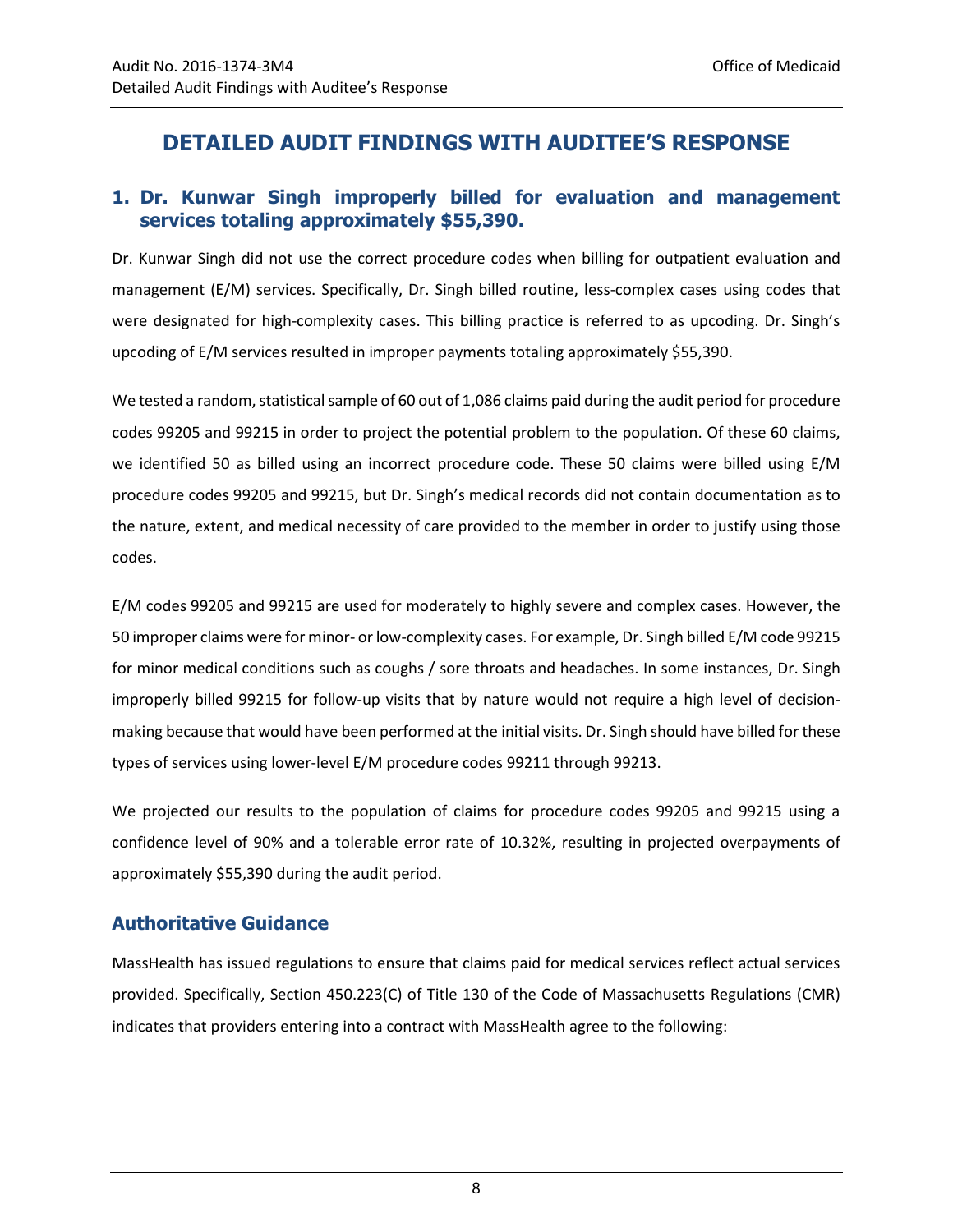# DETAILED AUDIT FINDINGS WITH AUDITEE'S RESPONSE

## 1. Dr. Kunwar Singh improperly billed for evaluation and management services totaling approximately $55,390.

Dr. Kunwar Singh did not use the correct procedure codes when billing for outpatient evaluation and management (E/M) services. Specifically, Dr. Singh billed routine, less-complex cases using codes that were designated for high-complexity cases. This billing practice is referred to as upcoding. Dr. Singh's upcoding of E/M services resulted in improper payments totaling approximately $55,390.

We tested a random, statistical sample of 60 out of 1,086 claims paid during the audit period for procedure codes 99205 and 99215 in order to project the potential problem to the population. Of these 60 claims, we identified 50 as billed using an incorrect procedure code. These 50 claims were billed using E/M procedure codes 99205 and 99215, but Dr. Singh's medical records did not contain documentation as to the nature, extent, and medical necessity of care provided to the member in order to justify using those codes.

E/M codes 99205 and 99215 are used for moderately to highly severe and complex cases. However, the 50 improper claims were for minor- or low-complexity cases. For example, Dr. Singh billed E/M code 99215 for minor medical conditions such as coughs / sore throats and headaches. In some instances, Dr. Singh improperly billed 99215 for follow-up visits that by nature would not require a high level of decision-making because that would have been performed at the initial visits. Dr. Singh should have billed for these types of services using lower-level E/M procedure codes 99211 through 99213.

We projected our results to the population of claims for procedure codes 99205 and 99215 using a confidence level of 90% and a tolerable error rate of 10.32%, resulting in projected overpayments of approximately $55,390 during the audit period.

### Authoritative Guidance

MassHealth has issued regulations to ensure that claims paid for medical services reflect actual services provided. Specifically, Section 450.223(C) of Title 130 of the Code of Massachusetts Regulations (CMR) indicates that providers entering into a contract with MassHealth agree to the following: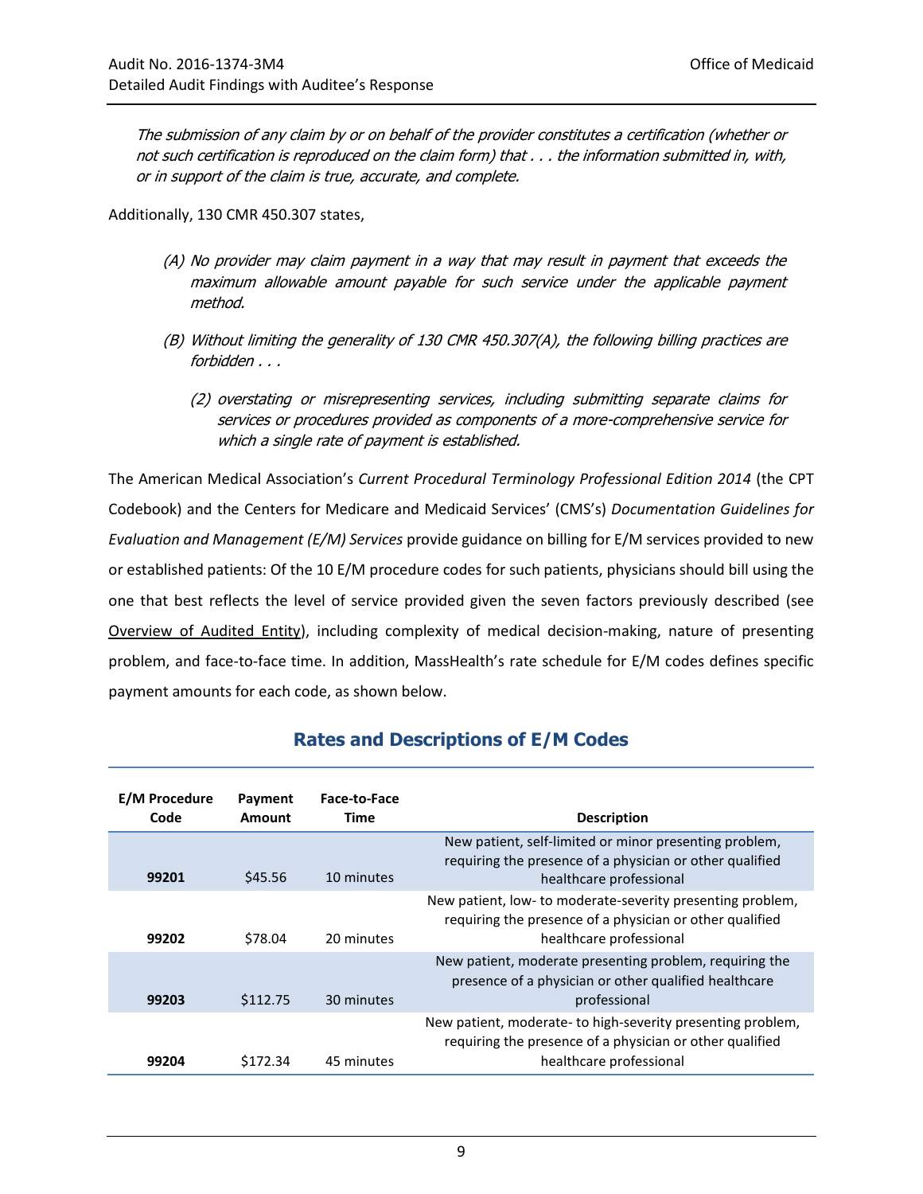*The submission of any claim by or on behalf of the provider constitutes a certification (whether or not such certification is reproduced on the claim form) that . . . the information submitted in, with, or in support of the claim is true, accurate, and complete.*

Additionally, 130 CMR 450.307 states,

> *(A) No provider may claim payment in a way that may result in payment that exceeds the maximum allowable amount payable for such service under the applicable payment method.*
>
> *(B) Without limiting the generality of 130 CMR 450.307(A), the following billing practices are forbidden . . .*
>
> > *(2) overstating or misrepresenting services, including submitting separate claims for services or procedures provided as components of a more-comprehensive service for which a single rate of payment is established.*

The American Medical Association's *Current Procedural Terminology Professional Edition 2014* (the CPT Codebook) and the Centers for Medicare and Medicaid Services' (CMS's) *Documentation Guidelines for Evaluation and Management (E/M) Services* provide guidance on billing for E/M services provided to new or established patients: Of the 10 E/M procedure codes for such patients, physicians should bill using the one that best reflects the level of service provided given the seven factors previously described (see Overview of Audited Entity), including complexity of medical decision-making, nature of presenting problem, and face-to-face time. In addition, MassHealth's rate schedule for E/M codes defines specific payment amounts for each code, as shown below.

## Rates and Descriptions of E/M Codes

| E/M Procedure Code | Payment Amount | Face-to-Face Time | Description |
|---|---|---|---|
| **99201** | $45.56 | 10 minutes | New patient, self-limited or minor presenting problem, requiring the presence of a physician or other qualified healthcare professional |
| **99202** | $78.04 | 20 minutes | New patient, low- to moderate-severity presenting problem, requiring the presence of a physician or other qualified healthcare professional |
| **99203** | $112.75 | 30 minutes | New patient, moderate presenting problem, requiring the presence of a physician or other qualified healthcare professional |
| **99204** | $172.34 | 45 minutes | New patient, moderate- to high-severity presenting problem, requiring the presence of a physician or other qualified healthcare professional |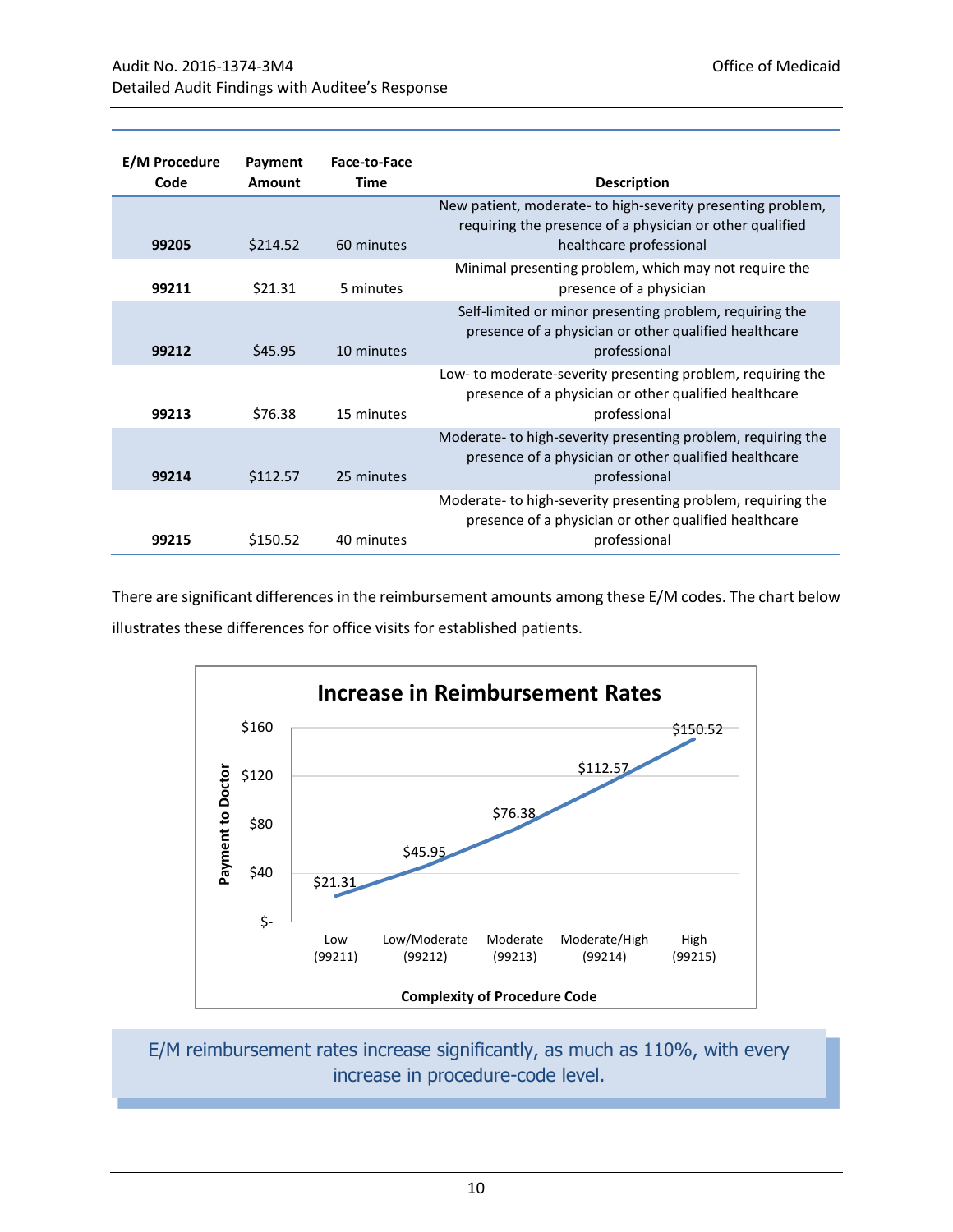| E/M Procedure Code | Payment Amount | Face-to-Face Time | Description |
|---|---|---|---|
| **99205** | $214.52 | 60 minutes | New patient, moderate- to high-severity presenting problem, requiring the presence of a physician or other qualified healthcare professional |
| **99211** | $21.31 | 5 minutes | Minimal presenting problem, which may not require the presence of a physician |
| **99212** | $45.95 | 10 minutes | Self-limited or minor presenting problem, requiring the presence of a physician or other qualified healthcare professional |
| **99213** | $76.38 | 15 minutes | Low- to moderate-severity presenting problem, requiring the presence of a physician or other qualified healthcare professional |
| **99214** | $112.57 | 25 minutes | Moderate- to high-severity presenting problem, requiring the presence of a physician or other qualified healthcare professional |
| **99215** | $150.52 | 40 minutes | Moderate- to high-severity presenting problem, requiring the presence of a physician or other qualified healthcare professional |

There are significant differences in the reimbursement amounts among these E/M codes. The chart below illustrates these differences for office visits for established patients.

**Increase in Reimbursement Rates**

| Complexity of Procedure Code | Payment to Doctor |
|---|---|
| Low (99211) | $21.31 |
| Low/Moderate (99212) | $45.95 |
| Moderate (99213) | $76.38 |
| Moderate/High (99214) | $112.57 |
| High (99215) | $150.52 |

E/M reimbursement rates increase significantly, as much as 110%, with every increase in procedure-code level.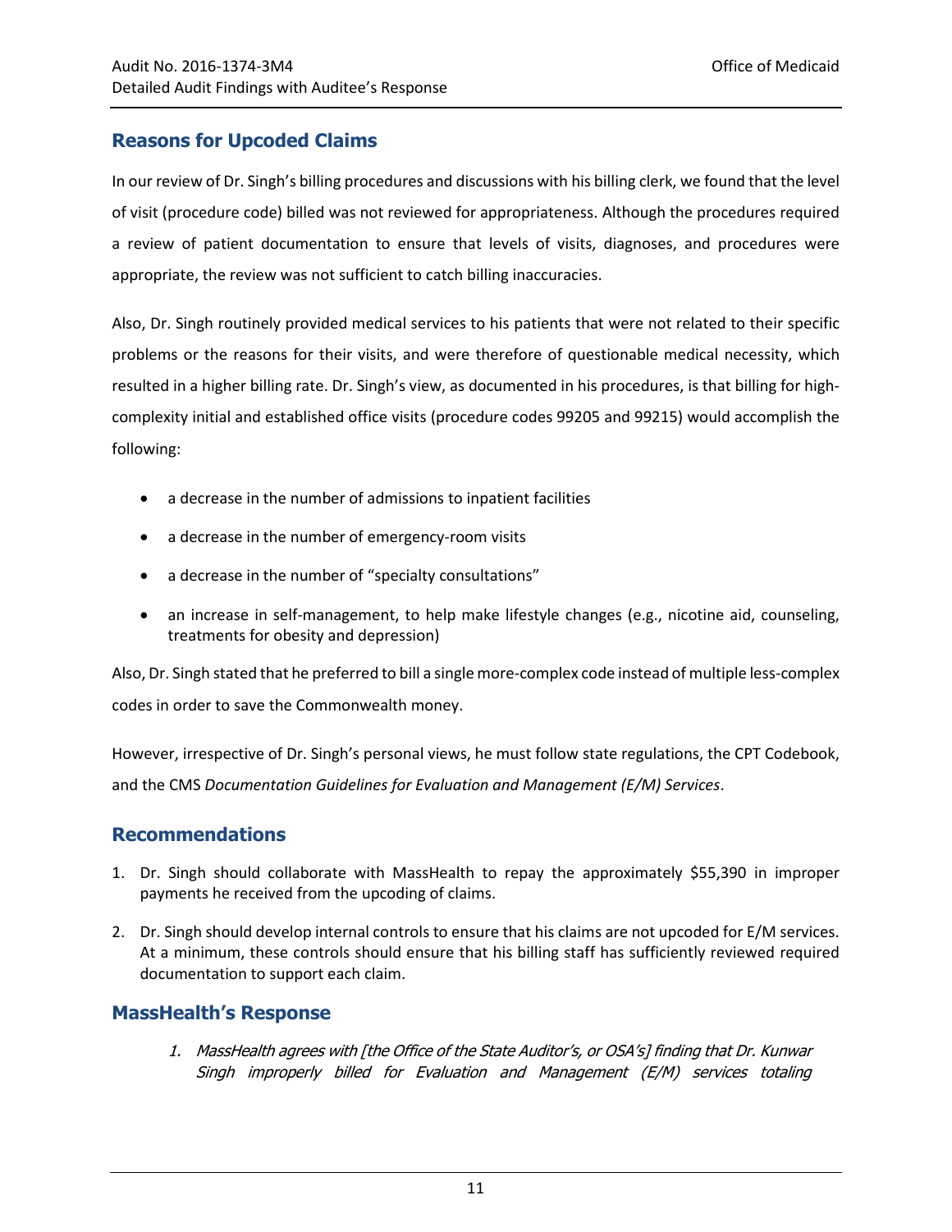## Reasons for Upcoded Claims

In our review of Dr. Singh's billing procedures and discussions with his billing clerk, we found that the level of visit (procedure code) billed was not reviewed for appropriateness. Although the procedures required a review of patient documentation to ensure that levels of visits, diagnoses, and procedures were appropriate, the review was not sufficient to catch billing inaccuracies.

Also, Dr. Singh routinely provided medical services to his patients that were not related to their specific problems or the reasons for their visits, and were therefore of questionable medical necessity, which resulted in a higher billing rate. Dr. Singh's view, as documented in his procedures, is that billing for high-complexity initial and established office visits (procedure codes 99205 and 99215) would accomplish the following:

- a decrease in the number of admissions to inpatient facilities
- a decrease in the number of emergency-room visits
- a decrease in the number of "specialty consultations"
- an increase in self-management, to help make lifestyle changes (e.g., nicotine aid, counseling, treatments for obesity and depression)

Also, Dr. Singh stated that he preferred to bill a single more-complex code instead of multiple less-complex codes in order to save the Commonwealth money.

However, irrespective of Dr. Singh's personal views, he must follow state regulations, the CPT Codebook, and the CMS *Documentation Guidelines for Evaluation and Management (E/M) Services*.

## Recommendations

1. Dr. Singh should collaborate with MassHealth to repay the approximately $55,390 in improper payments he received from the upcoding of claims.
2. Dr. Singh should develop internal controls to ensure that his claims are not upcoded for E/M services. At a minimum, these controls should ensure that his billing staff has sufficiently reviewed required documentation to support each claim.

## MassHealth's Response

> 1. *MassHealth agrees with [the Office of the State Auditor's, or OSA's] finding that Dr. Kunwar Singh improperly billed for Evaluation and Management (E/M) services totaling*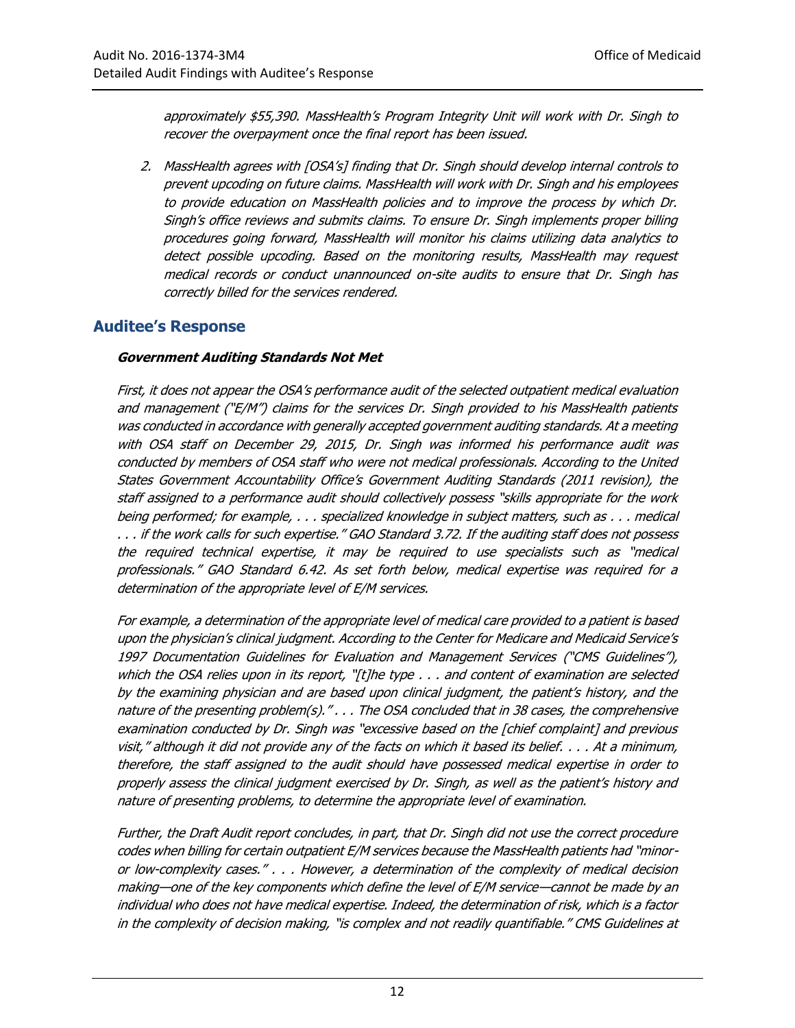*approximately $55,390. MassHealth's Program Integrity Unit will work with Dr. Singh to recover the overpayment once the final report has been issued.*

2. *MassHealth agrees with [OSA's] finding that Dr. Singh should develop internal controls to prevent upcoding on future claims. MassHealth will work with Dr. Singh and his employees to provide education on MassHealth policies and to improve the process by which Dr. Singh's office reviews and submits claims. To ensure Dr. Singh implements proper billing procedures going forward, MassHealth will monitor his claims utilizing data analytics to detect possible upcoding. Based on the monitoring results, MassHealth may request medical records or conduct unannounced on-site audits to ensure that Dr. Singh has correctly billed for the services rendered.*

## Auditee's Response

***Government Auditing Standards Not Met***

*First, it does not appear the OSA's performance audit of the selected outpatient medical evaluation and management ("E/M") claims for the services Dr. Singh provided to his MassHealth patients was conducted in accordance with generally accepted government auditing standards. At a meeting with OSA staff on December 29, 2015, Dr. Singh was informed his performance audit was conducted by members of OSA staff who were not medical professionals. According to the United States Government Accountability Office's Government Auditing Standards (2011 revision), the staff assigned to a performance audit should collectively possess "skills appropriate for the work being performed; for example, . . . specialized knowledge in subject matters, such as . . . medical . . . if the work calls for such expertise." GAO Standard 3.72. If the auditing staff does not possess the required technical expertise, it may be required to use specialists such as "medical professionals." GAO Standard 6.42. As set forth below, medical expertise was required for a determination of the appropriate level of E/M services.*

*For example, a determination of the appropriate level of medical care provided to a patient is based upon the physician's clinical judgment. According to the Center for Medicare and Medicaid Service's 1997 Documentation Guidelines for Evaluation and Management Services ("CMS Guidelines"), which the OSA relies upon in its report, "[t]he type . . . and content of examination are selected by the examining physician and are based upon clinical judgment, the patient's history, and the nature of the presenting problem(s)." . . . The OSA concluded that in 38 cases, the comprehensive examination conducted by Dr. Singh was "excessive based on the [chief complaint] and previous visit," although it did not provide any of the facts on which it based its belief. . . . At a minimum, therefore, the staff assigned to the audit should have possessed medical expertise in order to properly assess the clinical judgment exercised by Dr. Singh, as well as the patient's history and nature of presenting problems, to determine the appropriate level of examination.*

*Further, the Draft Audit report concludes, in part, that Dr. Singh did not use the correct procedure codes when billing for certain outpatient E/M services because the MassHealth patients had "minor- or low-complexity cases." . . . However, a determination of the complexity of medical decision making—one of the key components which define the level of E/M service—cannot be made by an individual who does not have medical expertise. Indeed, the determination of risk, which is a factor in the complexity of decision making, "is complex and not readily quantifiable." CMS Guidelines at*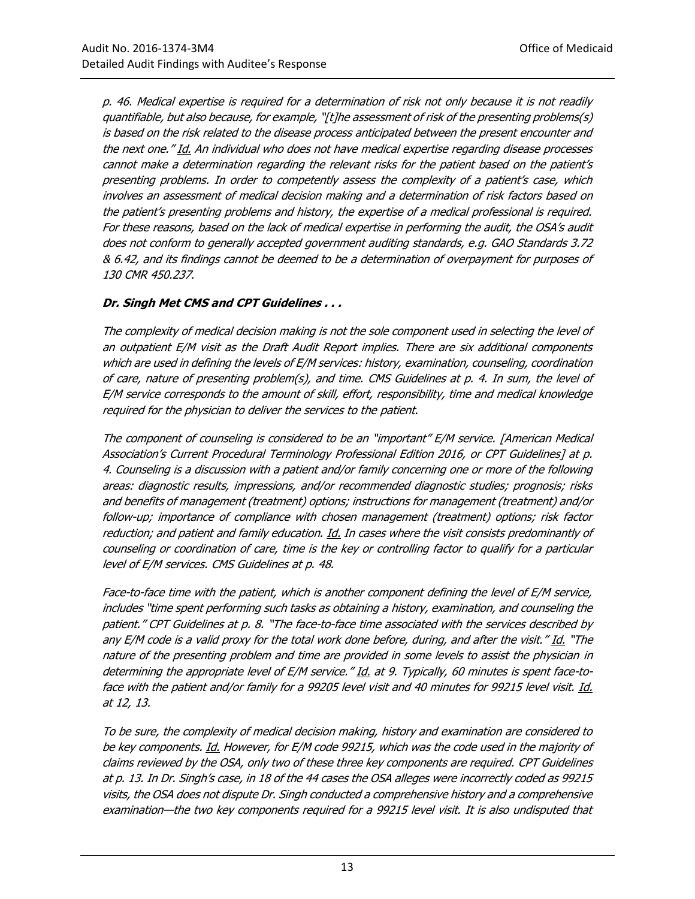*p. 46. Medical expertise is required for a determination of risk not only because it is not readily quantifiable, but also because, for example, "[t]he assessment of risk of the presenting problems(s) is based on the risk related to the disease process anticipated between the present encounter and the next one." Id. An individual who does not have medical expertise regarding disease processes cannot make a determination regarding the relevant risks for the patient based on the patient's presenting problems. In order to competently assess the complexity of a patient's case, which involves an assessment of medical decision making and a determination of risk factors based on the patient's presenting problems and history, the expertise of a medical professional is required. For these reasons, based on the lack of medical expertise in performing the audit, the OSA's audit does not conform to generally accepted government auditing standards, e.g. GAO Standards 3.72 & 6.42, and its findings cannot be deemed to be a determination of overpayment for purposes of 130 CMR 450.237.*

***Dr. Singh Met CMS and CPT Guidelines . . .***

*The complexity of medical decision making is not the sole component used in selecting the level of an outpatient E/M visit as the Draft Audit Report implies. There are six additional components which are used in defining the levels of E/M services: history, examination, counseling, coordination of care, nature of presenting problem(s), and time. CMS Guidelines at p. 4. In sum, the level of E/M service corresponds to the amount of skill, effort, responsibility, time and medical knowledge required for the physician to deliver the services to the patient.*

*The component of counseling is considered to be an "important" E/M service. [American Medical Association's Current Procedural Terminology Professional Edition 2016, or CPT Guidelines] at p. 4. Counseling is a discussion with a patient and/or family concerning one or more of the following areas: diagnostic results, impressions, and/or recommended diagnostic studies; prognosis; risks and benefits of management (treatment) options; instructions for management (treatment) and/or follow-up; importance of compliance with chosen management (treatment) options; risk factor reduction; and patient and family education. Id. In cases where the visit consists predominantly of counseling or coordination of care, time is the key or controlling factor to qualify for a particular level of E/M services. CMS Guidelines at p. 48.*

*Face-to-face time with the patient, which is another component defining the level of E/M service, includes "time spent performing such tasks as obtaining a history, examination, and counseling the patient." CPT Guidelines at p. 8. "The face-to-face time associated with the services described by any E/M code is a valid proxy for the total work done before, during, and after the visit." Id. "The nature of the presenting problem and time are provided in some levels to assist the physician in determining the appropriate level of E/M service." Id. at 9. Typically, 60 minutes is spent face-to-face with the patient and/or family for a 99205 level visit and 40 minutes for 99215 level visit. Id. at 12, 13.*

*To be sure, the complexity of medical decision making, history and examination are considered to be key components. Id. However, for E/M code 99215, which was the code used in the majority of claims reviewed by the OSA, only two of these three key components are required. CPT Guidelines at p. 13. In Dr. Singh's case, in 18 of the 44 cases the OSA alleges were incorrectly coded as 99215 visits, the OSA does not dispute Dr. Singh conducted a comprehensive history and a comprehensive examination—the two key components required for a 99215 level visit. It is also undisputed that*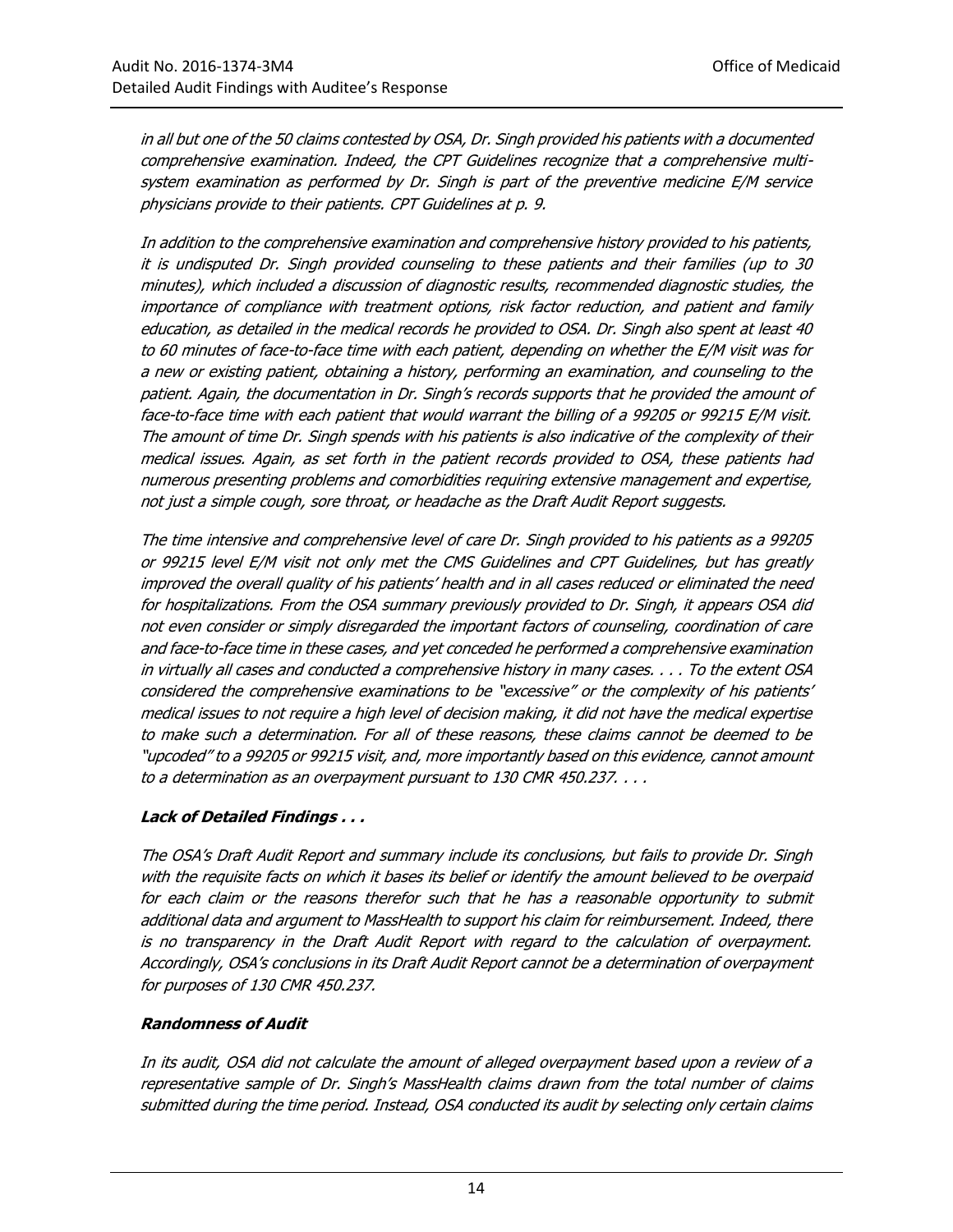*in all but one of the 50 claims contested by OSA, Dr. Singh provided his patients with a documented comprehensive examination. Indeed, the CPT Guidelines recognize that a comprehensive multi-system examination as performed by Dr. Singh is part of the preventive medicine E/M service physicians provide to their patients. CPT Guidelines at p. 9.*

*In addition to the comprehensive examination and comprehensive history provided to his patients, it is undisputed Dr. Singh provided counseling to these patients and their families (up to 30 minutes), which included a discussion of diagnostic results, recommended diagnostic studies, the importance of compliance with treatment options, risk factor reduction, and patient and family education, as detailed in the medical records he provided to OSA. Dr. Singh also spent at least 40 to 60 minutes of face-to-face time with each patient, depending on whether the E/M visit was for a new or existing patient, obtaining a history, performing an examination, and counseling to the patient. Again, the documentation in Dr. Singh's records supports that he provided the amount of face-to-face time with each patient that would warrant the billing of a 99205 or 99215 E/M visit. The amount of time Dr. Singh spends with his patients is also indicative of the complexity of their medical issues. Again, as set forth in the patient records provided to OSA, these patients had numerous presenting problems and comorbidities requiring extensive management and expertise, not just a simple cough, sore throat, or headache as the Draft Audit Report suggests.*

*The time intensive and comprehensive level of care Dr. Singh provided to his patients as a 99205 or 99215 level E/M visit not only met the CMS Guidelines and CPT Guidelines, but has greatly improved the overall quality of his patients' health and in all cases reduced or eliminated the need for hospitalizations. From the OSA summary previously provided to Dr. Singh, it appears OSA did not even consider or simply disregarded the important factors of counseling, coordination of care and face-to-face time in these cases, and yet conceded he performed a comprehensive examination in virtually all cases and conducted a comprehensive history in many cases. . . . To the extent OSA considered the comprehensive examinations to be "excessive" or the complexity of his patients' medical issues to not require a high level of decision making, it did not have the medical expertise to make such a determination. For all of these reasons, these claims cannot be deemed to be "upcoded" to a 99205 or 99215 visit, and, more importantly based on this evidence, cannot amount to a determination as an overpayment pursuant to 130 CMR 450.237. . . .*

***Lack of Detailed Findings . . .***

*The OSA's Draft Audit Report and summary include its conclusions, but fails to provide Dr. Singh with the requisite facts on which it bases its belief or identify the amount believed to be overpaid for each claim or the reasons therefor such that he has a reasonable opportunity to submit additional data and argument to MassHealth to support his claim for reimbursement. Indeed, there is no transparency in the Draft Audit Report with regard to the calculation of overpayment. Accordingly, OSA's conclusions in its Draft Audit Report cannot be a determination of overpayment for purposes of 130 CMR 450.237.*

***Randomness of Audit***

*In its audit, OSA did not calculate the amount of alleged overpayment based upon a review of a representative sample of Dr. Singh's MassHealth claims drawn from the total number of claims submitted during the time period. Instead, OSA conducted its audit by selecting only certain claims*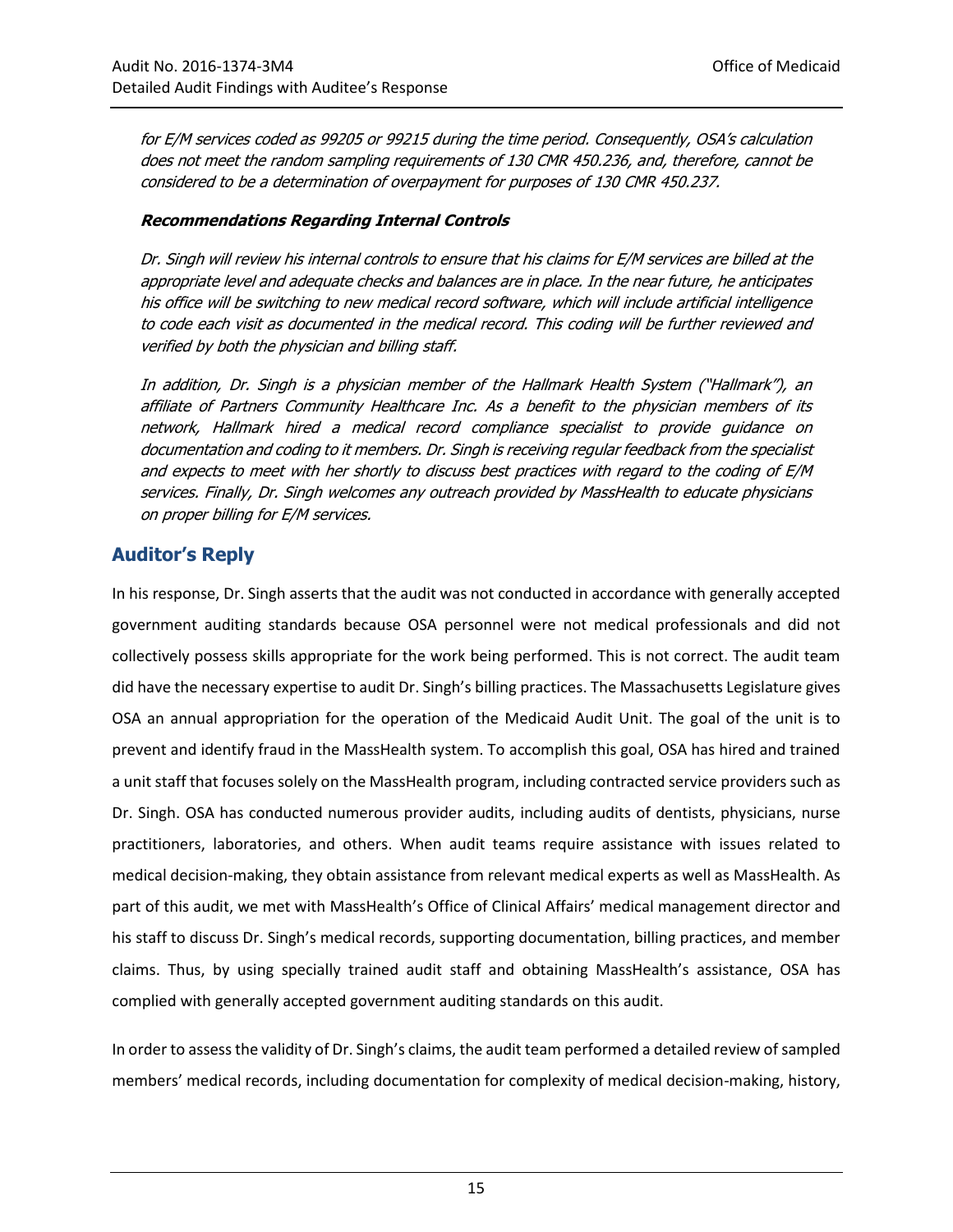*for E/M services coded as 99205 or 99215 during the time period. Consequently, OSA's calculation does not meet the random sampling requirements of 130 CMR 450.236, and, therefore, cannot be considered to be a determination of overpayment for purposes of 130 CMR 450.237.*

***Recommendations Regarding Internal Controls***

*Dr. Singh will review his internal controls to ensure that his claims for E/M services are billed at the appropriate level and adequate checks and balances are in place. In the near future, he anticipates his office will be switching to new medical record software, which will include artificial intelligence to code each visit as documented in the medical record. This coding will be further reviewed and verified by both the physician and billing staff.*

*In addition, Dr. Singh is a physician member of the Hallmark Health System ("Hallmark"), an affiliate of Partners Community Healthcare Inc. As a benefit to the physician members of its network, Hallmark hired a medical record compliance specialist to provide guidance on documentation and coding to it members. Dr. Singh is receiving regular feedback from the specialist and expects to meet with her shortly to discuss best practices with regard to the coding of E/M services. Finally, Dr. Singh welcomes any outreach provided by MassHealth to educate physicians on proper billing for E/M services.*

## Auditor's Reply

In his response, Dr. Singh asserts that the audit was not conducted in accordance with generally accepted government auditing standards because OSA personnel were not medical professionals and did not collectively possess skills appropriate for the work being performed. This is not correct. The audit team did have the necessary expertise to audit Dr. Singh's billing practices. The Massachusetts Legislature gives OSA an annual appropriation for the operation of the Medicaid Audit Unit. The goal of the unit is to prevent and identify fraud in the MassHealth system. To accomplish this goal, OSA has hired and trained a unit staff that focuses solely on the MassHealth program, including contracted service providers such as Dr. Singh. OSA has conducted numerous provider audits, including audits of dentists, physicians, nurse practitioners, laboratories, and others. When audit teams require assistance with issues related to medical decision-making, they obtain assistance from relevant medical experts as well as MassHealth. As part of this audit, we met with MassHealth's Office of Clinical Affairs' medical management director and his staff to discuss Dr. Singh's medical records, supporting documentation, billing practices, and member claims. Thus, by using specially trained audit staff and obtaining MassHealth's assistance, OSA has complied with generally accepted government auditing standards on this audit.

In order to assess the validity of Dr. Singh's claims, the audit team performed a detailed review of sampled members' medical records, including documentation for complexity of medical decision-making, history,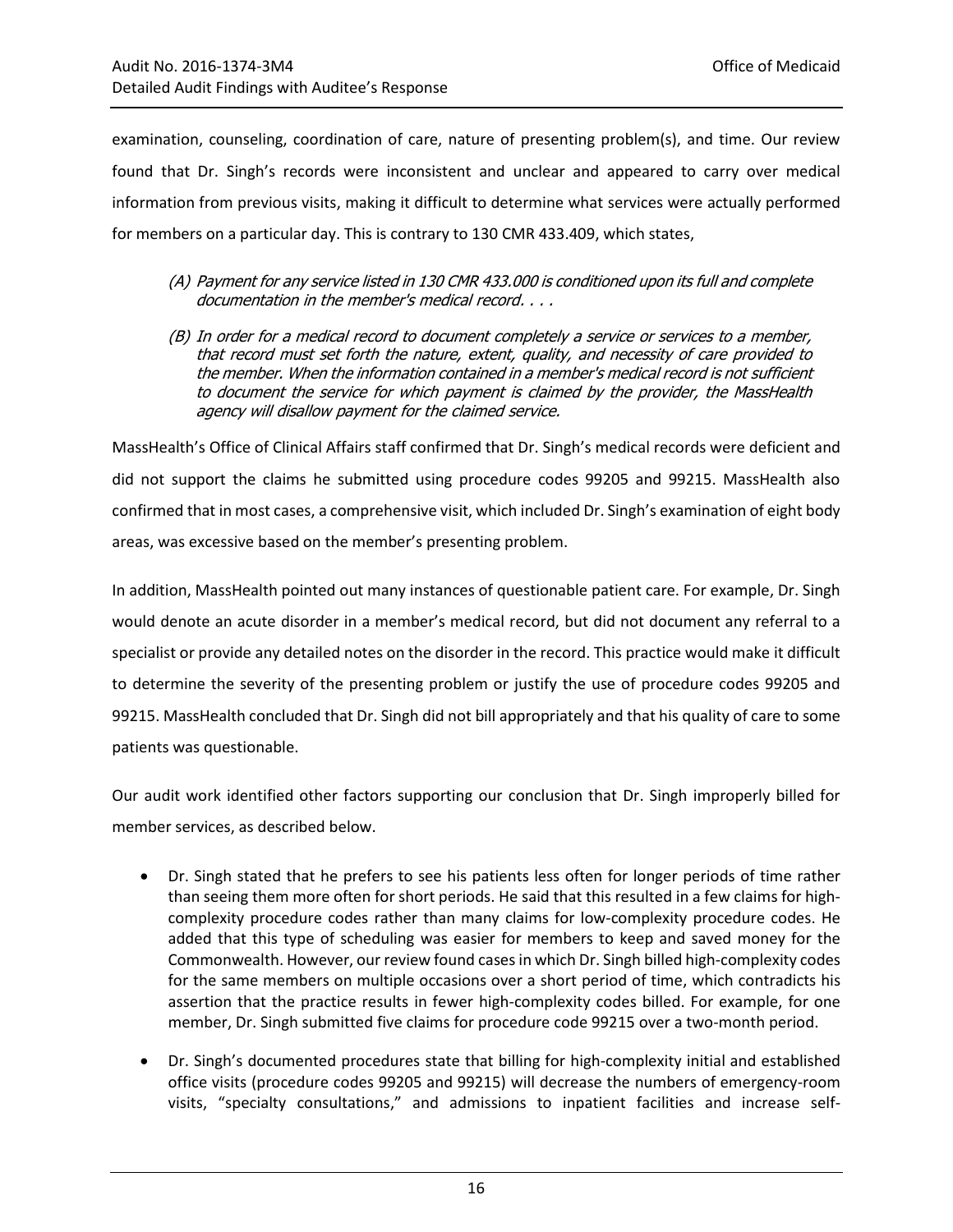examination, counseling, coordination of care, nature of presenting problem(s), and time. Our review found that Dr. Singh's records were inconsistent and unclear and appeared to carry over medical information from previous visits, making it difficult to determine what services were actually performed for members on a particular day. This is contrary to 130 CMR 433.409, which states,

> *(A) Payment for any service listed in 130 CMR 433.000 is conditioned upon its full and complete documentation in the member's medical record. . . .*
>
> *(B) In order for a medical record to document completely a service or services to a member, that record must set forth the nature, extent, quality, and necessity of care provided to the member. When the information contained in a member's medical record is not sufficient to document the service for which payment is claimed by the provider, the MassHealth agency will disallow payment for the claimed service.*

MassHealth's Office of Clinical Affairs staff confirmed that Dr. Singh's medical records were deficient and did not support the claims he submitted using procedure codes 99205 and 99215. MassHealth also confirmed that in most cases, a comprehensive visit, which included Dr. Singh's examination of eight body areas, was excessive based on the member's presenting problem.

In addition, MassHealth pointed out many instances of questionable patient care. For example, Dr. Singh would denote an acute disorder in a member's medical record, but did not document any referral to a specialist or provide any detailed notes on the disorder in the record. This practice would make it difficult to determine the severity of the presenting problem or justify the use of procedure codes 99205 and 99215. MassHealth concluded that Dr. Singh did not bill appropriately and that his quality of care to some patients was questionable.

Our audit work identified other factors supporting our conclusion that Dr. Singh improperly billed for member services, as described below.

- Dr. Singh stated that he prefers to see his patients less often for longer periods of time rather than seeing them more often for short periods. He said that this resulted in a few claims for high-complexity procedure codes rather than many claims for low-complexity procedure codes. He added that this type of scheduling was easier for members to keep and saved money for the Commonwealth. However, our review found cases in which Dr. Singh billed high-complexity codes for the same members on multiple occasions over a short period of time, which contradicts his assertion that the practice results in fewer high-complexity codes billed. For example, for one member, Dr. Singh submitted five claims for procedure code 99215 over a two-month period.
- Dr. Singh's documented procedures state that billing for high-complexity initial and established office visits (procedure codes 99205 and 99215) will decrease the numbers of emergency-room visits, "specialty consultations," and admissions to inpatient facilities and increase self-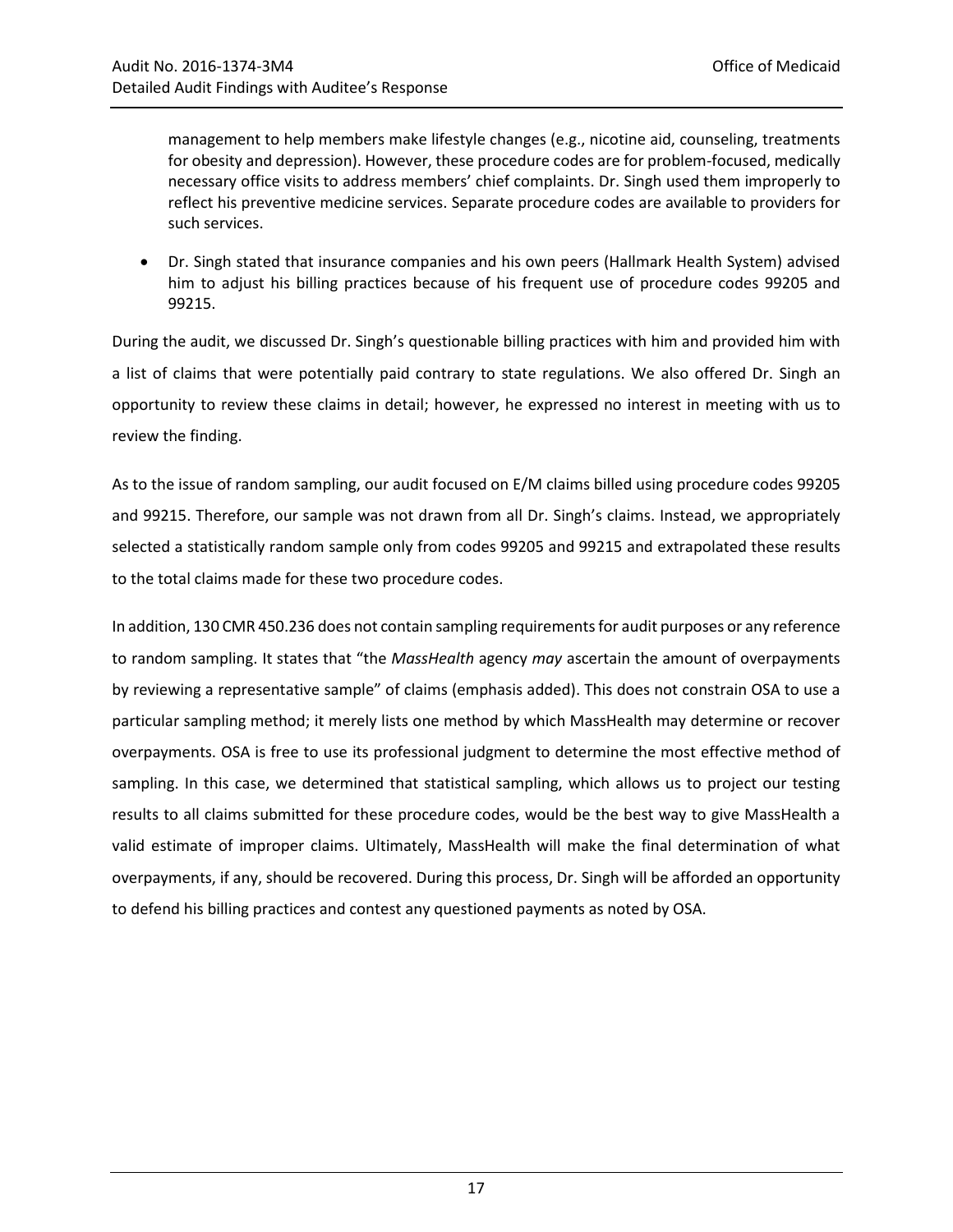management to help members make lifestyle changes (e.g., nicotine aid, counseling, treatments for obesity and depression). However, these procedure codes are for problem-focused, medically necessary office visits to address members' chief complaints. Dr. Singh used them improperly to reflect his preventive medicine services. Separate procedure codes are available to providers for such services.

- Dr. Singh stated that insurance companies and his own peers (Hallmark Health System) advised him to adjust his billing practices because of his frequent use of procedure codes 99205 and 99215.

During the audit, we discussed Dr. Singh's questionable billing practices with him and provided him with a list of claims that were potentially paid contrary to state regulations. We also offered Dr. Singh an opportunity to review these claims in detail; however, he expressed no interest in meeting with us to review the finding.

As to the issue of random sampling, our audit focused on E/M claims billed using procedure codes 99205 and 99215. Therefore, our sample was not drawn from all Dr. Singh's claims. Instead, we appropriately selected a statistically random sample only from codes 99205 and 99215 and extrapolated these results to the total claims made for these two procedure codes.

In addition, 130 CMR 450.236 does not contain sampling requirements for audit purposes or any reference to random sampling. It states that "the *MassHealth* agency *may* ascertain the amount of overpayments by reviewing a representative sample" of claims (emphasis added). This does not constrain OSA to use a particular sampling method; it merely lists one method by which MassHealth may determine or recover overpayments. OSA is free to use its professional judgment to determine the most effective method of sampling. In this case, we determined that statistical sampling, which allows us to project our testing results to all claims submitted for these procedure codes, would be the best way to give MassHealth a valid estimate of improper claims. Ultimately, MassHealth will make the final determination of what overpayments, if any, should be recovered. During this process, Dr. Singh will be afforded an opportunity to defend his billing practices and contest any questioned payments as noted by OSA.